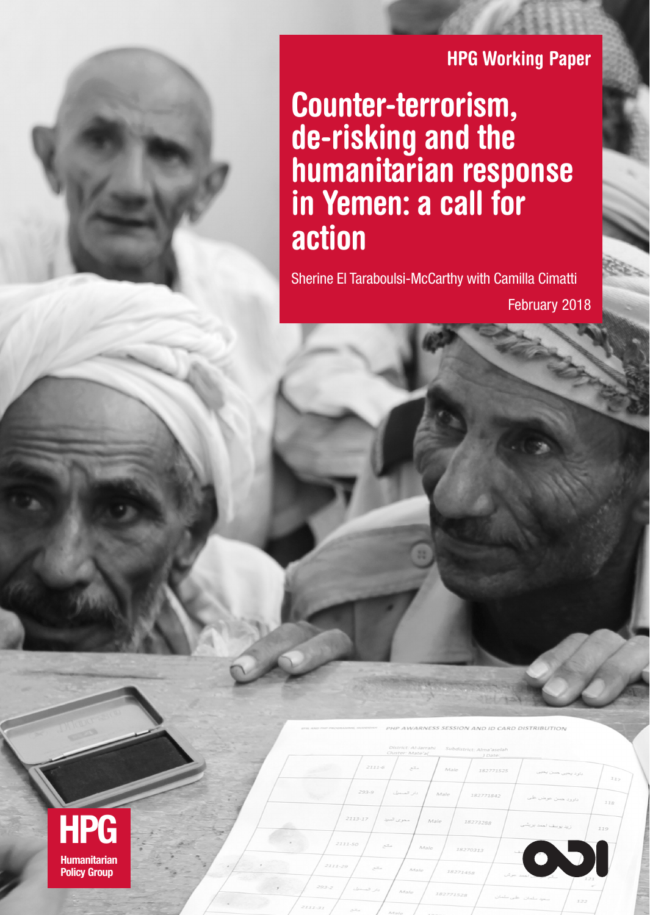HPG Working Paper

# Counter-terrorism, de-risking and the humanitarian response in Yemen: a call for action

Sherine El Taraboulsi-McCarthy with Camilla Cimatti

February 2018

HPG Humanitarian Policy Group

ODI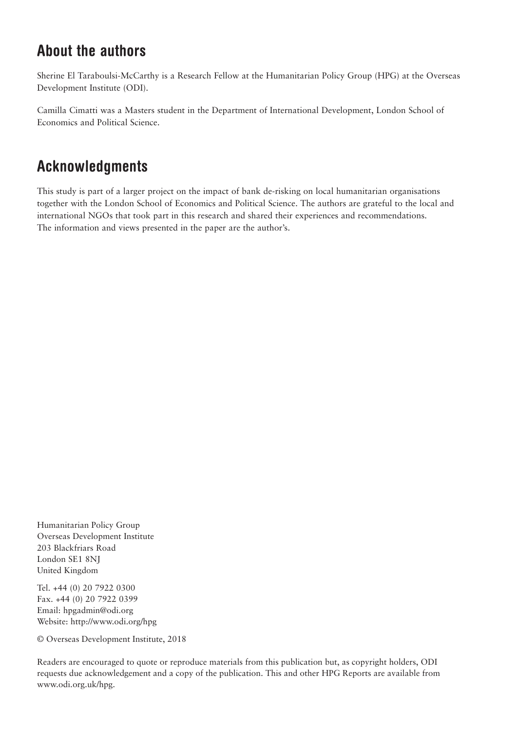## About the authors

Sherine El Taraboulsi-McCarthy is a Research Fellow at the Humanitarian Policy Group (HPG) at the Overseas Development Institute (ODI).

Camilla Cimatti was a Masters student in the Department of International Development, London School of Economics and Political Science.

## Acknowledgments

This study is part of a larger project on the impact of bank de-risking on local humanitarian organisations together with the London School of Economics and Political Science. The authors are grateful to the local and international NGOs that took part in this research and shared their experiences and recommendations. The information and views presented in the paper are the author's.

Humanitarian Policy Group
Overseas Development Institute
203 Blackfriars Road
London SE1 8NJ
United Kingdom

Tel. +44 (0) 20 7922 0300
Fax. +44 (0) 20 7922 0399
Email: hpgadmin@odi.org
Website: http://www.odi.org/hpg

© Overseas Development Institute, 2018

Readers are encouraged to quote or reproduce materials from this publication but, as copyright holders, ODI requests due acknowledgement and a copy of the publication. This and other HPG Reports are available from www.odi.org.uk/hpg.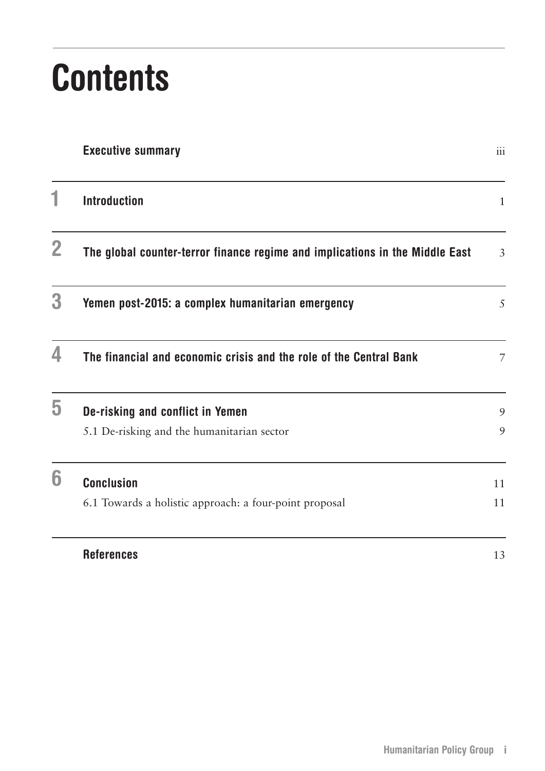# Contents

| | | |
|---|---|---|
| | **Executive summary** | iii |
| **1** | **Introduction** | 1 |
| **2** | **The global counter-terror finance regime and implications in the Middle East** | 3 |
| **3** | **Yemen post-2015: a complex humanitarian emergency** | 5 |
| **4** | **The financial and economic crisis and the role of the Central Bank** | 7 |
| **5** | **De-risking and conflict in Yemen** | 9 |
| | 5.1 De-risking and the humanitarian sector | 9 |
| **6** | **Conclusion** | 11 |
| | 6.1 Towards a holistic approach: a four-point proposal | 11 |
| | **References** | 13 |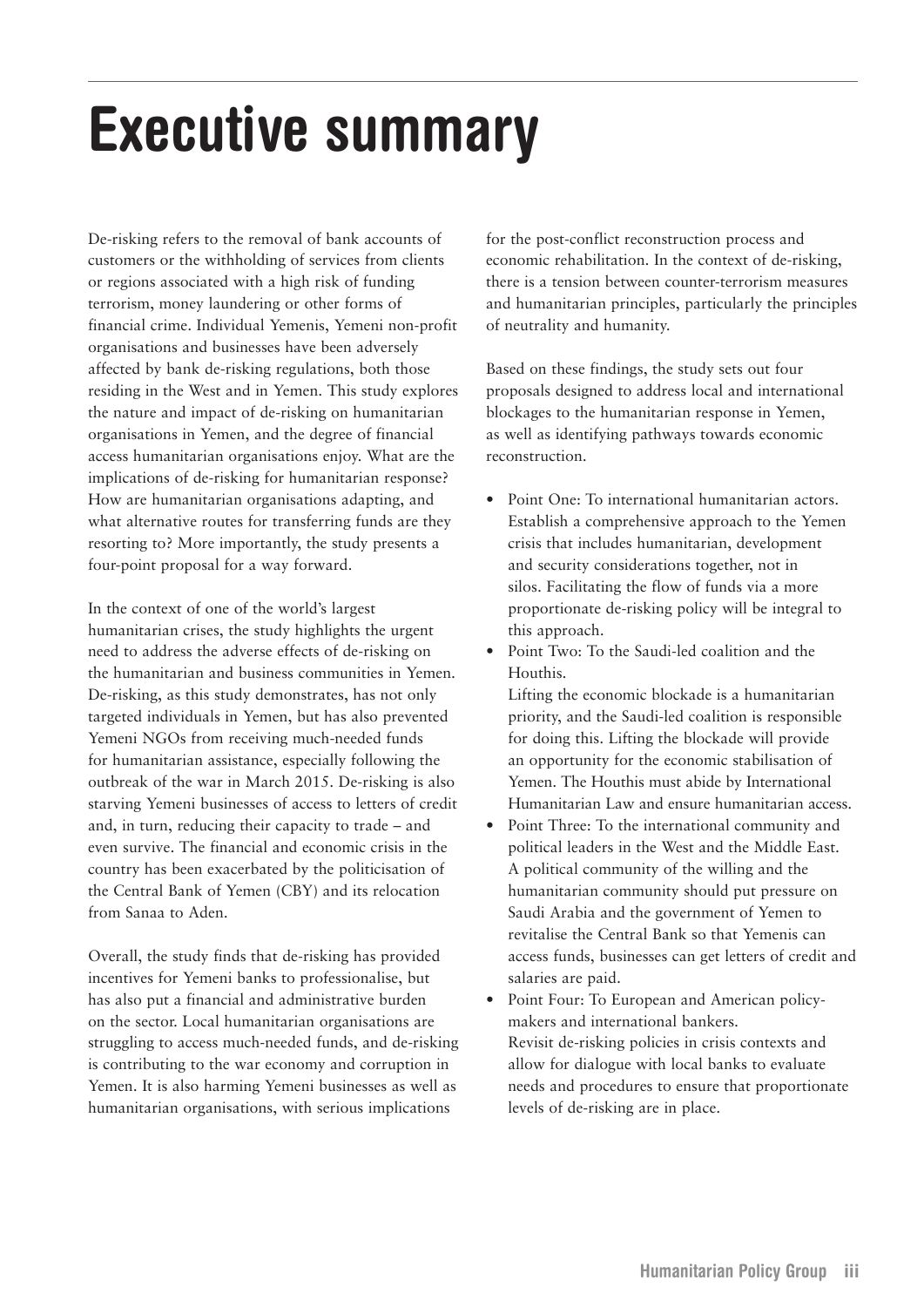# Executive summary

De-risking refers to the removal of bank accounts of customers or the withholding of services from clients or regions associated with a high risk of funding terrorism, money laundering or other forms of financial crime. Individual Yemenis, Yemeni non-profit organisations and businesses have been adversely affected by bank de-risking regulations, both those residing in the West and in Yemen. This study explores the nature and impact of de-risking on humanitarian organisations in Yemen, and the degree of financial access humanitarian organisations enjoy. What are the implications of de-risking for humanitarian response? How are humanitarian organisations adapting, and what alternative routes for transferring funds are they resorting to? More importantly, the study presents a four-point proposal for a way forward.

In the context of one of the world's largest humanitarian crises, the study highlights the urgent need to address the adverse effects of de-risking on the humanitarian and business communities in Yemen. De-risking, as this study demonstrates, has not only targeted individuals in Yemen, but has also prevented Yemeni NGOs from receiving much-needed funds for humanitarian assistance, especially following the outbreak of the war in March 2015. De-risking is also starving Yemeni businesses of access to letters of credit and, in turn, reducing their capacity to trade – and even survive. The financial and economic crisis in the country has been exacerbated by the politicisation of the Central Bank of Yemen (CBY) and its relocation from Sanaa to Aden.

Overall, the study finds that de-risking has provided incentives for Yemeni banks to professionalise, but has also put a financial and administrative burden on the sector. Local humanitarian organisations are struggling to access much-needed funds, and de-risking is contributing to the war economy and corruption in Yemen. It is also harming Yemeni businesses as well as humanitarian organisations, with serious implications for the post-conflict reconstruction process and economic rehabilitation. In the context of de-risking, there is a tension between counter-terrorism measures and humanitarian principles, particularly the principles of neutrality and humanity.

Based on these findings, the study sets out four proposals designed to address local and international blockages to the humanitarian response in Yemen, as well as identifying pathways towards economic reconstruction.

- Point One: To international humanitarian actors. Establish a comprehensive approach to the Yemen crisis that includes humanitarian, development and security considerations together, not in silos. Facilitating the flow of funds via a more proportionate de-risking policy will be integral to this approach.
- Point Two: To the Saudi-led coalition and the Houthis.
  Lifting the economic blockade is a humanitarian priority, and the Saudi-led coalition is responsible for doing this. Lifting the blockade will provide an opportunity for the economic stabilisation of Yemen. The Houthis must abide by International Humanitarian Law and ensure humanitarian access.
- Point Three: To the international community and political leaders in the West and the Middle East. A political community of the willing and the humanitarian community should put pressure on Saudi Arabia and the government of Yemen to revitalise the Central Bank so that Yemenis can access funds, businesses can get letters of credit and salaries are paid.
- Point Four: To European and American policy-makers and international bankers.
  Revisit de-risking policies in crisis contexts and allow for dialogue with local banks to evaluate needs and procedures to ensure that proportionate levels of de-risking are in place.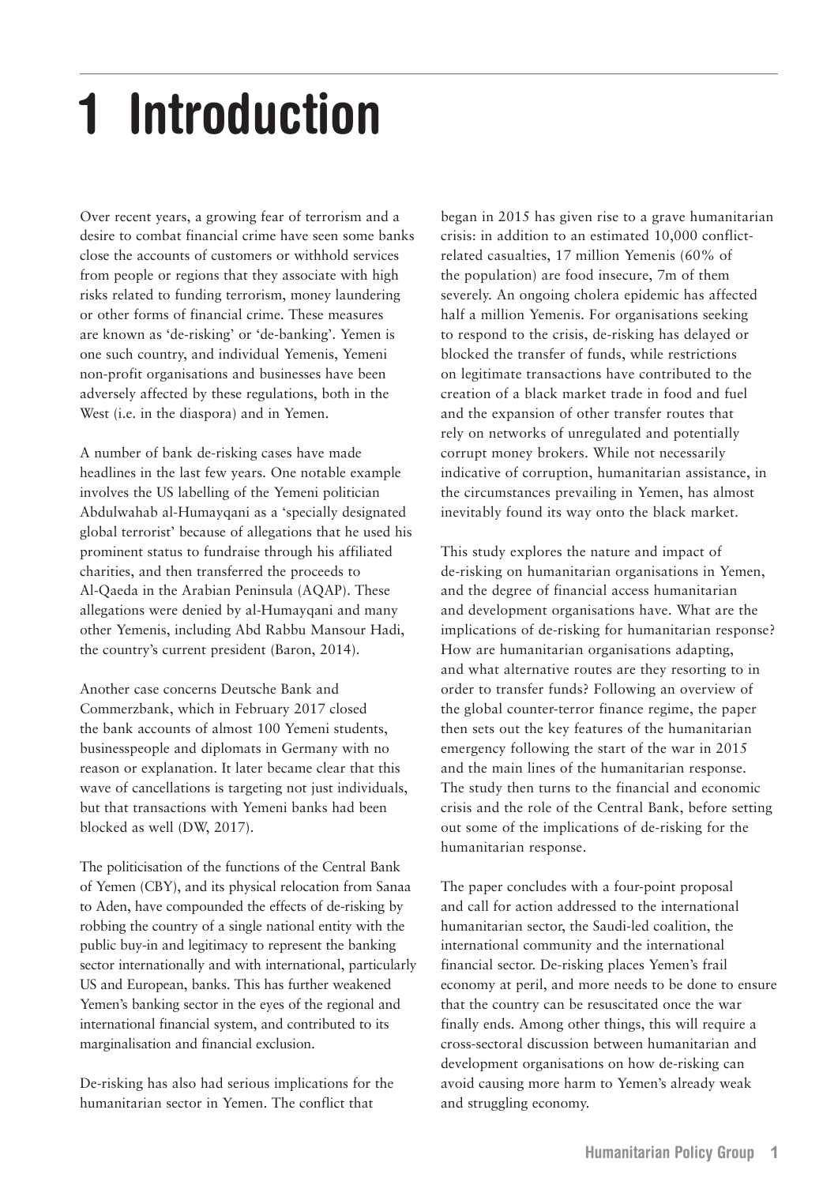# 1 Introduction

Over recent years, a growing fear of terrorism and a desire to combat financial crime have seen some banks close the accounts of customers or withhold services from people or regions that they associate with high risks related to funding terrorism, money laundering or other forms of financial crime. These measures are known as 'de-risking' or 'de-banking'. Yemen is one such country, and individual Yemenis, Yemeni non-profit organisations and businesses have been adversely affected by these regulations, both in the West (i.e. in the diaspora) and in Yemen.

A number of bank de-risking cases have made headlines in the last few years. One notable example involves the US labelling of the Yemeni politician Abdulwahab al-Humayqani as a 'specially designated global terrorist' because of allegations that he used his prominent status to fundraise through his affiliated charities, and then transferred the proceeds to Al-Qaeda in the Arabian Peninsula (AQAP). These allegations were denied by al-Humayqani and many other Yemenis, including Abd Rabbu Mansour Hadi, the country's current president (Baron, 2014).

Another case concerns Deutsche Bank and Commerzbank, which in February 2017 closed the bank accounts of almost 100 Yemeni students, businesspeople and diplomats in Germany with no reason or explanation. It later became clear that this wave of cancellations is targeting not just individuals, but that transactions with Yemeni banks had been blocked as well (DW, 2017).

The politicisation of the functions of the Central Bank of Yemen (CBY), and its physical relocation from Sanaa to Aden, have compounded the effects of de-risking by robbing the country of a single national entity with the public buy-in and legitimacy to represent the banking sector internationally and with international, particularly US and European, banks. This has further weakened Yemen's banking sector in the eyes of the regional and international financial system, and contributed to its marginalisation and financial exclusion.

De-risking has also had serious implications for the humanitarian sector in Yemen. The conflict that began in 2015 has given rise to a grave humanitarian crisis: in addition to an estimated 10,000 conflict-related casualties, 17 million Yemenis (60% of the population) are food insecure, 7m of them severely. An ongoing cholera epidemic has affected half a million Yemenis. For organisations seeking to respond to the crisis, de-risking has delayed or blocked the transfer of funds, while restrictions on legitimate transactions have contributed to the creation of a black market trade in food and fuel and the expansion of other transfer routes that rely on networks of unregulated and potentially corrupt money brokers. While not necessarily indicative of corruption, humanitarian assistance, in the circumstances prevailing in Yemen, has almost inevitably found its way onto the black market.

This study explores the nature and impact of de-risking on humanitarian organisations in Yemen, and the degree of financial access humanitarian and development organisations have. What are the implications of de-risking for humanitarian response? How are humanitarian organisations adapting, and what alternative routes are they resorting to in order to transfer funds? Following an overview of the global counter-terror finance regime, the paper then sets out the key features of the humanitarian emergency following the start of the war in 2015 and the main lines of the humanitarian response. The study then turns to the financial and economic crisis and the role of the Central Bank, before setting out some of the implications of de-risking for the humanitarian response.

The paper concludes with a four-point proposal and call for action addressed to the international humanitarian sector, the Saudi-led coalition, the international community and the international financial sector. De-risking places Yemen's frail economy at peril, and more needs to be done to ensure that the country can be resuscitated once the war finally ends. Among other things, this will require a cross-sectoral discussion between humanitarian and development organisations on how de-risking can avoid causing more harm to Yemen's already weak and struggling economy.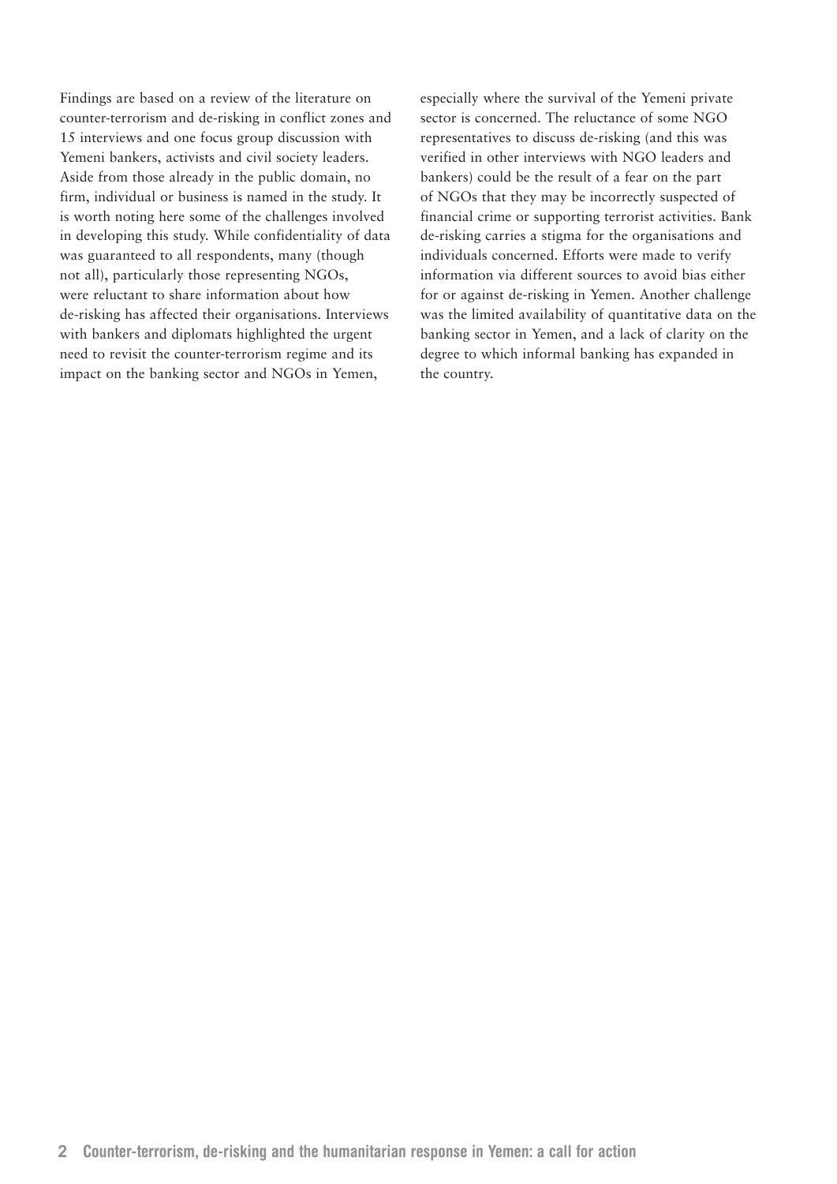Findings are based on a review of the literature on counter-terrorism and de-risking in conflict zones and 15 interviews and one focus group discussion with Yemeni bankers, activists and civil society leaders. Aside from those already in the public domain, no firm, individual or business is named in the study. It is worth noting here some of the challenges involved in developing this study. While confidentiality of data was guaranteed to all respondents, many (though not all), particularly those representing NGOs, were reluctant to share information about how de-risking has affected their organisations. Interviews with bankers and diplomats highlighted the urgent need to revisit the counter-terrorism regime and its impact on the banking sector and NGOs in Yemen, especially where the survival of the Yemeni private sector is concerned. The reluctance of some NGO representatives to discuss de-risking (and this was verified in other interviews with NGO leaders and bankers) could be the result of a fear on the part of NGOs that they may be incorrectly suspected of financial crime or supporting terrorist activities. Bank de-risking carries a stigma for the organisations and individuals concerned. Efforts were made to verify information via different sources to avoid bias either for or against de-risking in Yemen. Another challenge was the limited availability of quantitative data on the banking sector in Yemen, and a lack of clarity on the degree to which informal banking has expanded in the country.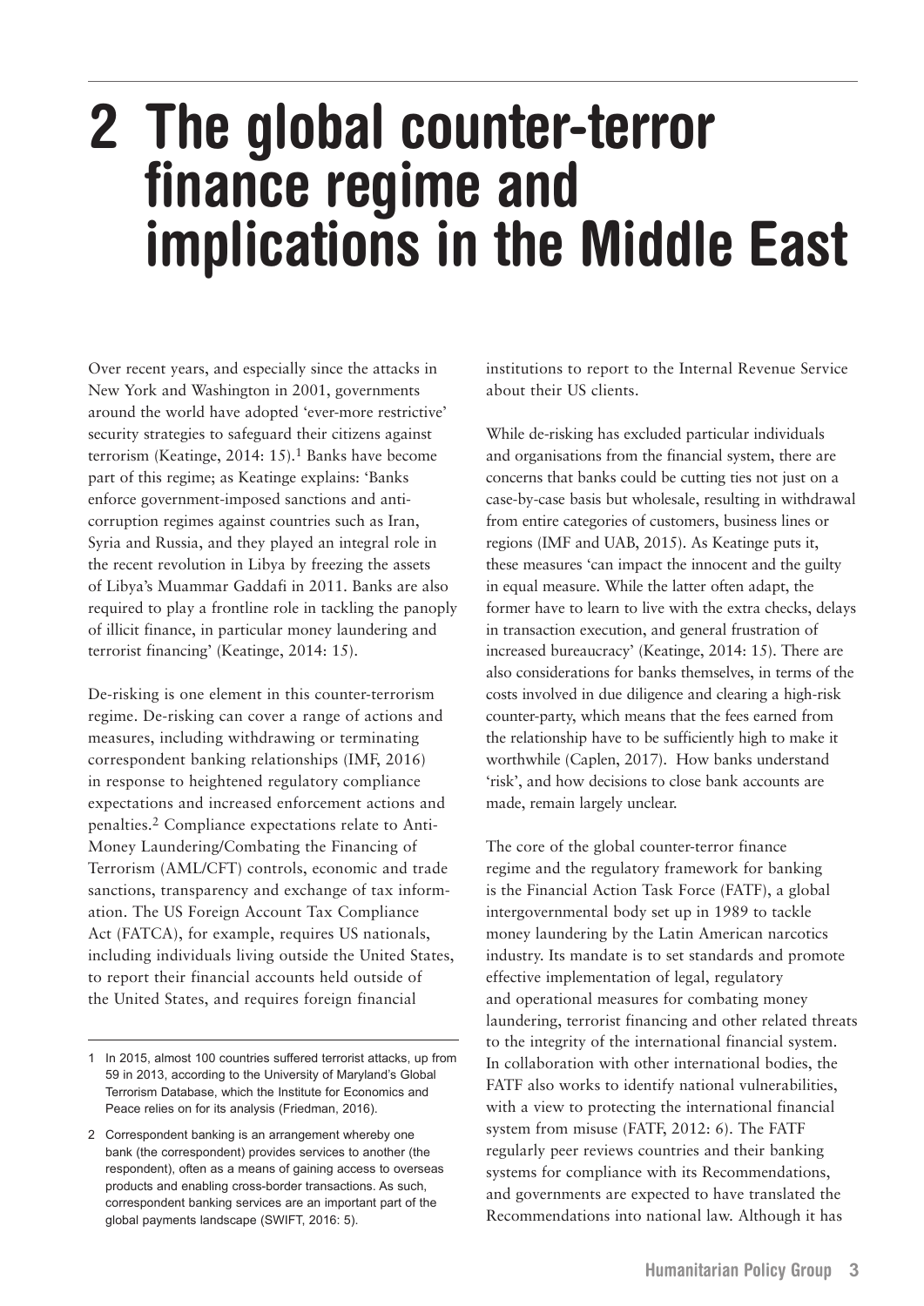# 2 The global counter-terror finance regime and implications in the Middle East

Over recent years, and especially since the attacks in New York and Washington in 2001, governments around the world have adopted 'ever-more restrictive' security strategies to safeguard their citizens against terrorism (Keatinge, 2014: 15).[1] Banks have become part of this regime; as Keatinge explains: 'Banks enforce government-imposed sanctions and anti-corruption regimes against countries such as Iran, Syria and Russia, and they played an integral role in the recent revolution in Libya by freezing the assets of Libya's Muammar Gaddafi in 2011. Banks are also required to play a frontline role in tackling the panoply of illicit finance, in particular money laundering and terrorist financing' (Keatinge, 2014: 15).

De-risking is one element in this counter-terrorism regime. De-risking can cover a range of actions and measures, including withdrawing or terminating correspondent banking relationships (IMF, 2016) in response to heightened regulatory compliance expectations and increased enforcement actions and penalties.[2] Compliance expectations relate to Anti-Money Laundering/Combating the Financing of Terrorism (AML/CFT) controls, economic and trade sanctions, transparency and exchange of tax information. The US Foreign Account Tax Compliance Act (FATCA), for example, requires US nationals, including individuals living outside the United States, to report their financial accounts held outside of the United States, and requires foreign financial institutions to report to the Internal Revenue Service about their US clients.

While de-risking has excluded particular individuals and organisations from the financial system, there are concerns that banks could be cutting ties not just on a case-by-case basis but wholesale, resulting in withdrawal from entire categories of customers, business lines or regions (IMF and UAB, 2015). As Keatinge puts it, these measures 'can impact the innocent and the guilty in equal measure. While the latter often adapt, the former have to learn to live with the extra checks, delays in transaction execution, and general frustration of increased bureaucracy' (Keatinge, 2014: 15). There are also considerations for banks themselves, in terms of the costs involved in due diligence and clearing a high-risk counter-party, which means that the fees earned from the relationship have to be sufficiently high to make it worthwhile (Caplen, 2017). How banks understand 'risk', and how decisions to close bank accounts are made, remain largely unclear.

The core of the global counter-terror finance regime and the regulatory framework for banking is the Financial Action Task Force (FATF), a global intergovernmental body set up in 1989 to tackle money laundering by the Latin American narcotics industry. Its mandate is to set standards and promote effective implementation of legal, regulatory and operational measures for combating money laundering, terrorist financing and other related threats to the integrity of the international financial system. In collaboration with other international bodies, the FATF also works to identify national vulnerabilities, with a view to protecting the international financial system from misuse (FATF, 2012: 6). The FATF regularly peer reviews countries and their banking systems for compliance with its Recommendations, and governments are expected to have translated the Recommendations into national law. Although it has

---

1 In 2015, almost 100 countries suffered terrorist attacks, up from 59 in 2013, according to the University of Maryland's Global Terrorism Database, which the Institute for Economics and Peace relies on for its analysis (Friedman, 2016).

2 Correspondent banking is an arrangement whereby one bank (the correspondent) provides services to another (the respondent), often as a means of gaining access to overseas products and enabling cross-border transactions. As such, correspondent banking services are an important part of the global payments landscape (SWIFT, 2016: 5).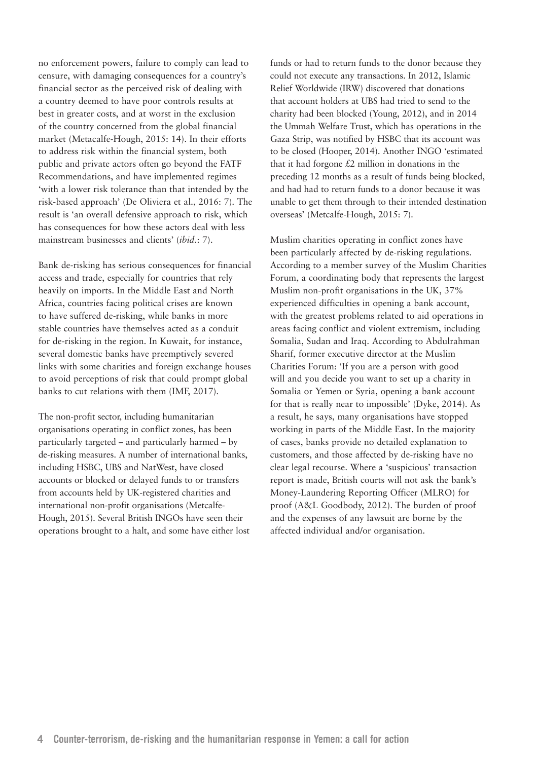no enforcement powers, failure to comply can lead to censure, with damaging consequences for a country's financial sector as the perceived risk of dealing with a country deemed to have poor controls results at best in greater costs, and at worst in the exclusion of the country concerned from the global financial market (Metacalfe-Hough, 2015: 14). In their efforts to address risk within the financial system, both public and private actors often go beyond the FATF Recommendations, and have implemented regimes 'with a lower risk tolerance than that intended by the risk-based approach' (De Oliviera et al., 2016: 7). The result is 'an overall defensive approach to risk, which has consequences for how these actors deal with less mainstream businesses and clients' (*ibid*.: 7).

Bank de-risking has serious consequences for financial access and trade, especially for countries that rely heavily on imports. In the Middle East and North Africa, countries facing political crises are known to have suffered de-risking, while banks in more stable countries have themselves acted as a conduit for de-risking in the region. In Kuwait, for instance, several domestic banks have preemptively severed links with some charities and foreign exchange houses to avoid perceptions of risk that could prompt global banks to cut relations with them (IMF, 2017).

The non-profit sector, including humanitarian organisations operating in conflict zones, has been particularly targeted – and particularly harmed – by de-risking measures. A number of international banks, including HSBC, UBS and NatWest, have closed accounts or blocked or delayed funds to or transfers from accounts held by UK-registered charities and international non-profit organisations (Metcalfe-Hough, 2015). Several British INGOs have seen their operations brought to a halt, and some have either lost funds or had to return funds to the donor because they could not execute any transactions. In 2012, Islamic Relief Worldwide (IRW) discovered that donations that account holders at UBS had tried to send to the charity had been blocked (Young, 2012), and in 2014 the Ummah Welfare Trust, which has operations in the Gaza Strip, was notified by HSBC that its account was to be closed (Hooper, 2014). Another INGO 'estimated that it had forgone £2 million in donations in the preceding 12 months as a result of funds being blocked, and had had to return funds to a donor because it was unable to get them through to their intended destination overseas' (Metcalfe-Hough, 2015: 7).

Muslim charities operating in conflict zones have been particularly affected by de-risking regulations. According to a member survey of the Muslim Charities Forum, a coordinating body that represents the largest Muslim non-profit organisations in the UK, 37% experienced difficulties in opening a bank account, with the greatest problems related to aid operations in areas facing conflict and violent extremism, including Somalia, Sudan and Iraq. According to Abdulrahman Sharif, former executive director at the Muslim Charities Forum: 'If you are a person with good will and you decide you want to set up a charity in Somalia or Yemen or Syria, opening a bank account for that is really near to impossible' (Dyke, 2014). As a result, he says, many organisations have stopped working in parts of the Middle East. In the majority of cases, banks provide no detailed explanation to customers, and those affected by de-risking have no clear legal recourse. Where a 'suspicious' transaction report is made, British courts will not ask the bank's Money-Laundering Reporting Officer (MLRO) for proof (A&L Goodbody, 2012). The burden of proof and the expenses of any lawsuit are borne by the affected individual and/or organisation.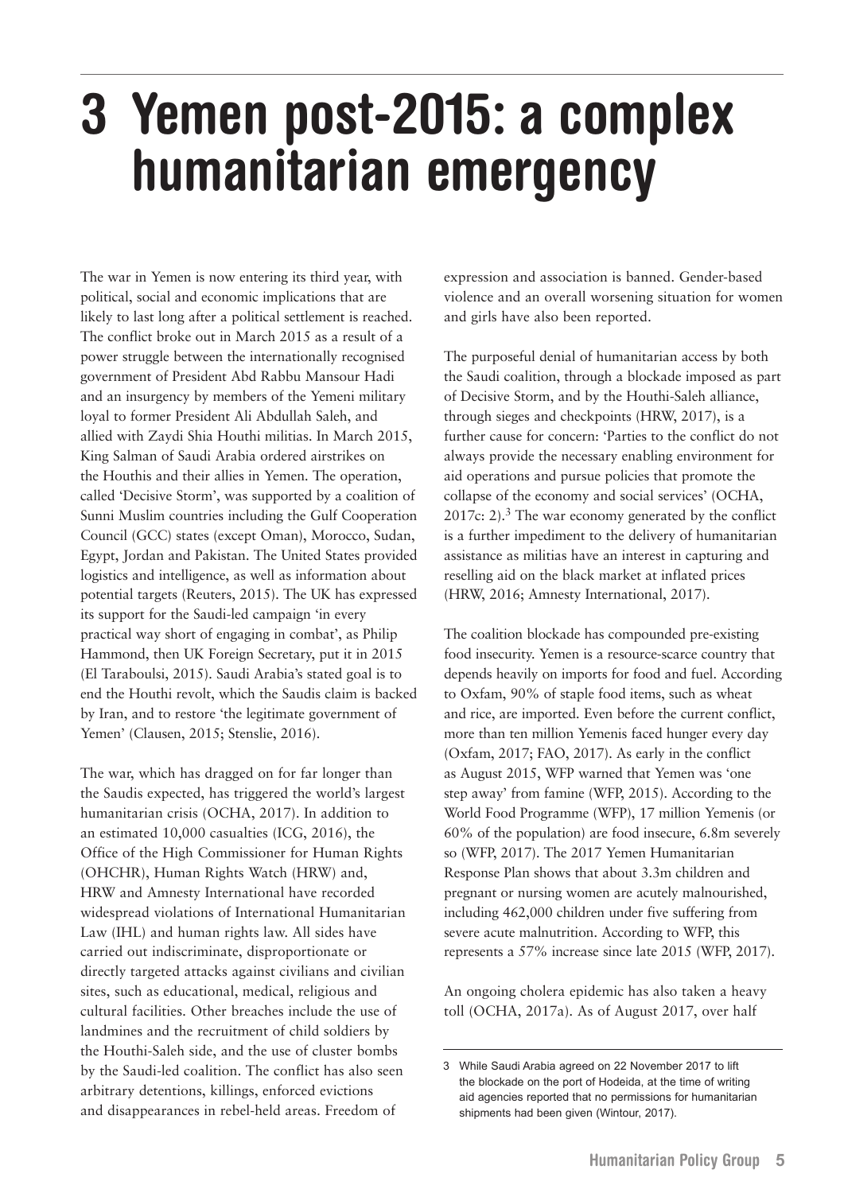# 3 Yemen post-2015: a complex humanitarian emergency

The war in Yemen is now entering its third year, with political, social and economic implications that are likely to last long after a political settlement is reached. The conflict broke out in March 2015 as a result of a power struggle between the internationally recognised government of President Abd Rabbu Mansour Hadi and an insurgency by members of the Yemeni military loyal to former President Ali Abdullah Saleh, and allied with Zaydi Shia Houthi militias. In March 2015, King Salman of Saudi Arabia ordered airstrikes on the Houthis and their allies in Yemen. The operation, called 'Decisive Storm', was supported by a coalition of Sunni Muslim countries including the Gulf Cooperation Council (GCC) states (except Oman), Morocco, Sudan, Egypt, Jordan and Pakistan. The United States provided logistics and intelligence, as well as information about potential targets (Reuters, 2015). The UK has expressed its support for the Saudi-led campaign 'in every practical way short of engaging in combat', as Philip Hammond, then UK Foreign Secretary, put it in 2015 (El Taraboulsi, 2015). Saudi Arabia's stated goal is to end the Houthi revolt, which the Saudis claim is backed by Iran, and to restore 'the legitimate government of Yemen' (Clausen, 2015; Stenslie, 2016).

The war, which has dragged on for far longer than the Saudis expected, has triggered the world's largest humanitarian crisis (OCHA, 2017). In addition to an estimated 10,000 casualties (ICG, 2016), the Office of the High Commissioner for Human Rights (OHCHR), Human Rights Watch (HRW) and, HRW and Amnesty International have recorded widespread violations of International Humanitarian Law (IHL) and human rights law. All sides have carried out indiscriminate, disproportionate or directly targeted attacks against civilians and civilian sites, such as educational, medical, religious and cultural facilities. Other breaches include the use of landmines and the recruitment of child soldiers by the Houthi-Saleh side, and the use of cluster bombs by the Saudi-led coalition. The conflict has also seen arbitrary detentions, killings, enforced evictions and disappearances in rebel-held areas. Freedom of expression and association is banned. Gender-based violence and an overall worsening situation for women and girls have also been reported.

The purposeful denial of humanitarian access by both the Saudi coalition, through a blockade imposed as part of Decisive Storm, and by the Houthi-Saleh alliance, through sieges and checkpoints (HRW, 2017), is a further cause for concern: 'Parties to the conflict do not always provide the necessary enabling environment for aid operations and pursue policies that promote the collapse of the economy and social services' (OCHA, 2017c: 2).[3] The war economy generated by the conflict is a further impediment to the delivery of humanitarian assistance as militias have an interest in capturing and reselling aid on the black market at inflated prices (HRW, 2016; Amnesty International, 2017).

The coalition blockade has compounded pre-existing food insecurity. Yemen is a resource-scarce country that depends heavily on imports for food and fuel. According to Oxfam, 90% of staple food items, such as wheat and rice, are imported. Even before the current conflict, more than ten million Yemenis faced hunger every day (Oxfam, 2017; FAO, 2017). As early in the conflict as August 2015, WFP warned that Yemen was 'one step away' from famine (WFP, 2015). According to the World Food Programme (WFP), 17 million Yemenis (or 60% of the population) are food insecure, 6.8m severely so (WFP, 2017). The 2017 Yemen Humanitarian Response Plan shows that about 3.3m children and pregnant or nursing women are acutely malnourished, including 462,000 children under five suffering from severe acute malnutrition. According to WFP, this represents a 57% increase since late 2015 (WFP, 2017).

An ongoing cholera epidemic has also taken a heavy toll (OCHA, 2017a). As of August 2017, over half

3 While Saudi Arabia agreed on 22 November 2017 to lift the blockade on the port of Hodeida, at the time of writing aid agencies reported that no permissions for humanitarian shipments had been given (Wintour, 2017).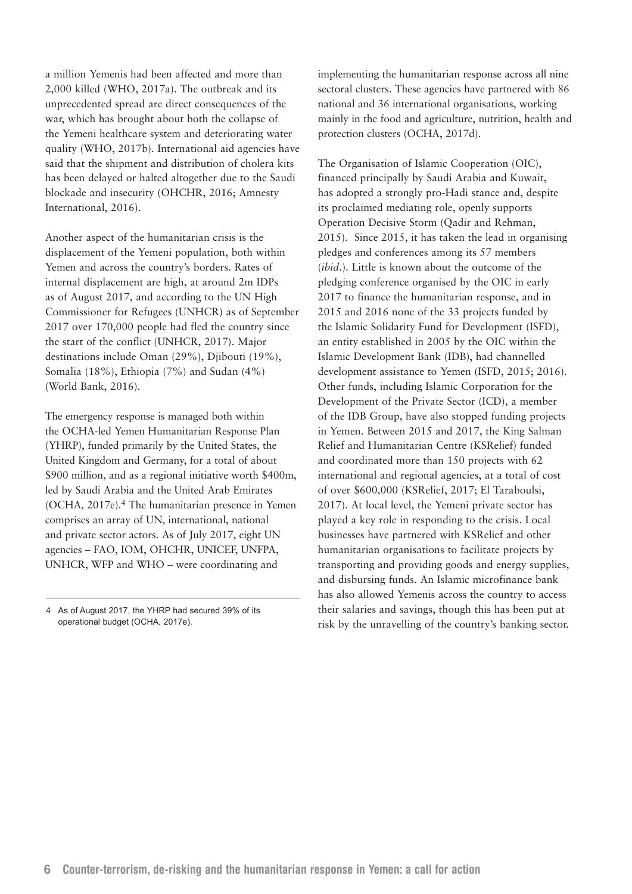a million Yemenis had been affected and more than 2,000 killed (WHO, 2017a). The outbreak and its unprecedented spread are direct consequences of the war, which has brought about both the collapse of the Yemeni healthcare system and deteriorating water quality (WHO, 2017b). International aid agencies have said that the shipment and distribution of cholera kits has been delayed or halted altogether due to the Saudi blockade and insecurity (OHCHR, 2016; Amnesty International, 2016).

Another aspect of the humanitarian crisis is the displacement of the Yemeni population, both within Yemen and across the country's borders. Rates of internal displacement are high, at around 2m IDPs as of August 2017, and according to the UN High Commissioner for Refugees (UNHCR) as of September 2017 over 170,000 people had fled the country since the start of the conflict (UNHCR, 2017). Major destinations include Oman (29%), Djibouti (19%), Somalia (18%), Ethiopia (7%) and Sudan (4%) (World Bank, 2016).

The emergency response is managed both within the OCHA-led Yemen Humanitarian Response Plan (YHRP), funded primarily by the United States, the United Kingdom and Germany, for a total of about \$900 million, and as a regional initiative worth \$400m, led by Saudi Arabia and the United Arab Emirates (OCHA, 2017e).[4] The humanitarian presence in Yemen comprises an array of UN, international, national and private sector actors. As of July 2017, eight UN agencies – FAO, IOM, OHCHR, UNICEF, UNFPA, UNHCR, WFP and WHO – were coordinating and implementing the humanitarian response across all nine sectoral clusters. These agencies have partnered with 86 national and 36 international organisations, working mainly in the food and agriculture, nutrition, health and protection clusters (OCHA, 2017d).

The Organisation of Islamic Cooperation (OIC), financed principally by Saudi Arabia and Kuwait, has adopted a strongly pro-Hadi stance and, despite its proclaimed mediating role, openly supports Operation Decisive Storm (Qadir and Rehman, 2015). Since 2015, it has taken the lead in organising pledges and conferences among its 57 members (*ibid*.). Little is known about the outcome of the pledging conference organised by the OIC in early 2017 to finance the humanitarian response, and in 2015 and 2016 none of the 33 projects funded by the Islamic Solidarity Fund for Development (ISFD), an entity established in 2005 by the OIC within the Islamic Development Bank (IDB), had channelled development assistance to Yemen (ISFD, 2015; 2016). Other funds, including Islamic Corporation for the Development of the Private Sector (ICD), a member of the IDB Group, have also stopped funding projects in Yemen. Between 2015 and 2017, the King Salman Relief and Humanitarian Centre (KSRelief) funded and coordinated more than 150 projects with 62 international and regional agencies, at a total of cost of over \$600,000 (KSRelief, 2017; El Taraboulsi, 2017). At local level, the Yemeni private sector has played a key role in responding to the crisis. Local businesses have partnered with KSRelief and other humanitarian organisations to facilitate projects by transporting and providing goods and energy supplies, and disbursing funds. An Islamic microfinance bank has also allowed Yemenis across the country to access their salaries and savings, though this has been put at risk by the unravelling of the country's banking sector.

---

4 As of August 2017, the YHRP had secured 39% of its operational budget (OCHA, 2017e).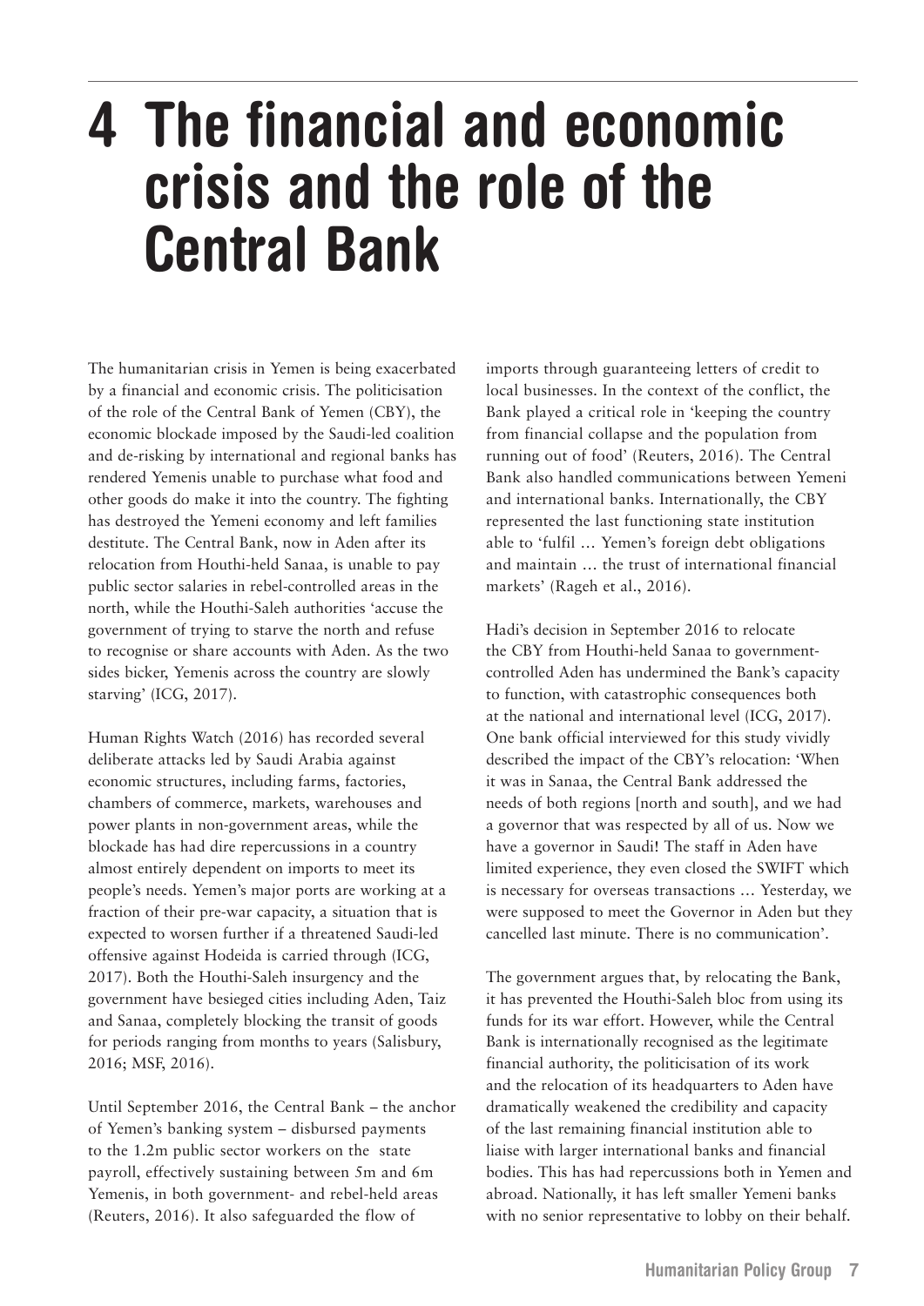# 4 The financial and economic crisis and the role of the Central Bank

The humanitarian crisis in Yemen is being exacerbated by a financial and economic crisis. The politicisation of the role of the Central Bank of Yemen (CBY), the economic blockade imposed by the Saudi-led coalition and de-risking by international and regional banks has rendered Yemenis unable to purchase what food and other goods do make it into the country. The fighting has destroyed the Yemeni economy and left families destitute. The Central Bank, now in Aden after its relocation from Houthi-held Sanaa, is unable to pay public sector salaries in rebel-controlled areas in the north, while the Houthi-Saleh authorities 'accuse the government of trying to starve the north and refuse to recognise or share accounts with Aden. As the two sides bicker, Yemenis across the country are slowly starving' (ICG, 2017).

Human Rights Watch (2016) has recorded several deliberate attacks led by Saudi Arabia against economic structures, including farms, factories, chambers of commerce, markets, warehouses and power plants in non-government areas, while the blockade has had dire repercussions in a country almost entirely dependent on imports to meet its people's needs. Yemen's major ports are working at a fraction of their pre-war capacity, a situation that is expected to worsen further if a threatened Saudi-led offensive against Hodeida is carried through (ICG, 2017). Both the Houthi-Saleh insurgency and the government have besieged cities including Aden, Taiz and Sanaa, completely blocking the transit of goods for periods ranging from months to years (Salisbury, 2016; MSF, 2016).

Until September 2016, the Central Bank – the anchor of Yemen's banking system – disbursed payments to the 1.2m public sector workers on the state payroll, effectively sustaining between 5m and 6m Yemenis, in both government- and rebel-held areas (Reuters, 2016). It also safeguarded the flow of imports through guaranteeing letters of credit to local businesses. In the context of the conflict, the Bank played a critical role in 'keeping the country from financial collapse and the population from running out of food' (Reuters, 2016). The Central Bank also handled communications between Yemeni and international banks. Internationally, the CBY represented the last functioning state institution able to 'fulfil … Yemen's foreign debt obligations and maintain … the trust of international financial markets' (Rageh et al., 2016).

Hadi's decision in September 2016 to relocate the CBY from Houthi-held Sanaa to government-controlled Aden has undermined the Bank's capacity to function, with catastrophic consequences both at the national and international level (ICG, 2017). One bank official interviewed for this study vividly described the impact of the CBY's relocation: 'When it was in Sanaa, the Central Bank addressed the needs of both regions [north and south], and we had a governor that was respected by all of us. Now we have a governor in Saudi! The staff in Aden have limited experience, they even closed the SWIFT which is necessary for overseas transactions … Yesterday, we were supposed to meet the Governor in Aden but they cancelled last minute. There is no communication'.

The government argues that, by relocating the Bank, it has prevented the Houthi-Saleh bloc from using its funds for its war effort. However, while the Central Bank is internationally recognised as the legitimate financial authority, the politicisation of its work and the relocation of its headquarters to Aden have dramatically weakened the credibility and capacity of the last remaining financial institution able to liaise with larger international banks and financial bodies. This has had repercussions both in Yemen and abroad. Nationally, it has left smaller Yemeni banks with no senior representative to lobby on their behalf.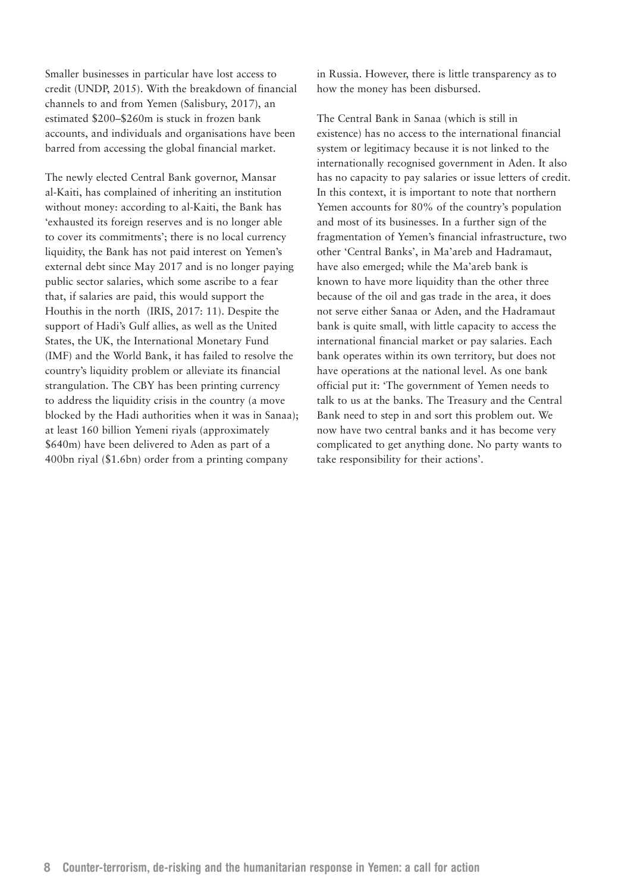Smaller businesses in particular have lost access to credit (UNDP, 2015). With the breakdown of financial channels to and from Yemen (Salisbury, 2017), an estimated \$200–\$260m is stuck in frozen bank accounts, and individuals and organisations have been barred from accessing the global financial market.

The newly elected Central Bank governor, Mansar al-Kaiti, has complained of inheriting an institution without money: according to al-Kaiti, the Bank has 'exhausted its foreign reserves and is no longer able to cover its commitments'; there is no local currency liquidity, the Bank has not paid interest on Yemen's external debt since May 2017 and is no longer paying public sector salaries, which some ascribe to a fear that, if salaries are paid, this would support the Houthis in the north (IRIS, 2017: 11). Despite the support of Hadi's Gulf allies, as well as the United States, the UK, the International Monetary Fund (IMF) and the World Bank, it has failed to resolve the country's liquidity problem or alleviate its financial strangulation. The CBY has been printing currency to address the liquidity crisis in the country (a move blocked by the Hadi authorities when it was in Sanaa); at least 160 billion Yemeni riyals (approximately \$640m) have been delivered to Aden as part of a 400bn riyal (\$1.6bn) order from a printing company in Russia. However, there is little transparency as to how the money has been disbursed.

The Central Bank in Sanaa (which is still in existence) has no access to the international financial system or legitimacy because it is not linked to the internationally recognised government in Aden. It also has no capacity to pay salaries or issue letters of credit. In this context, it is important to note that northern Yemen accounts for 80% of the country's population and most of its businesses. In a further sign of the fragmentation of Yemen's financial infrastructure, two other 'Central Banks', in Ma'areb and Hadramaut, have also emerged; while the Ma'areb bank is known to have more liquidity than the other three because of the oil and gas trade in the area, it does not serve either Sanaa or Aden, and the Hadramaut bank is quite small, with little capacity to access the international financial market or pay salaries. Each bank operates within its own territory, but does not have operations at the national level. As one bank official put it: 'The government of Yemen needs to talk to us at the banks. The Treasury and the Central Bank need to step in and sort this problem out. We now have two central banks and it has become very complicated to get anything done. No party wants to take responsibility for their actions'.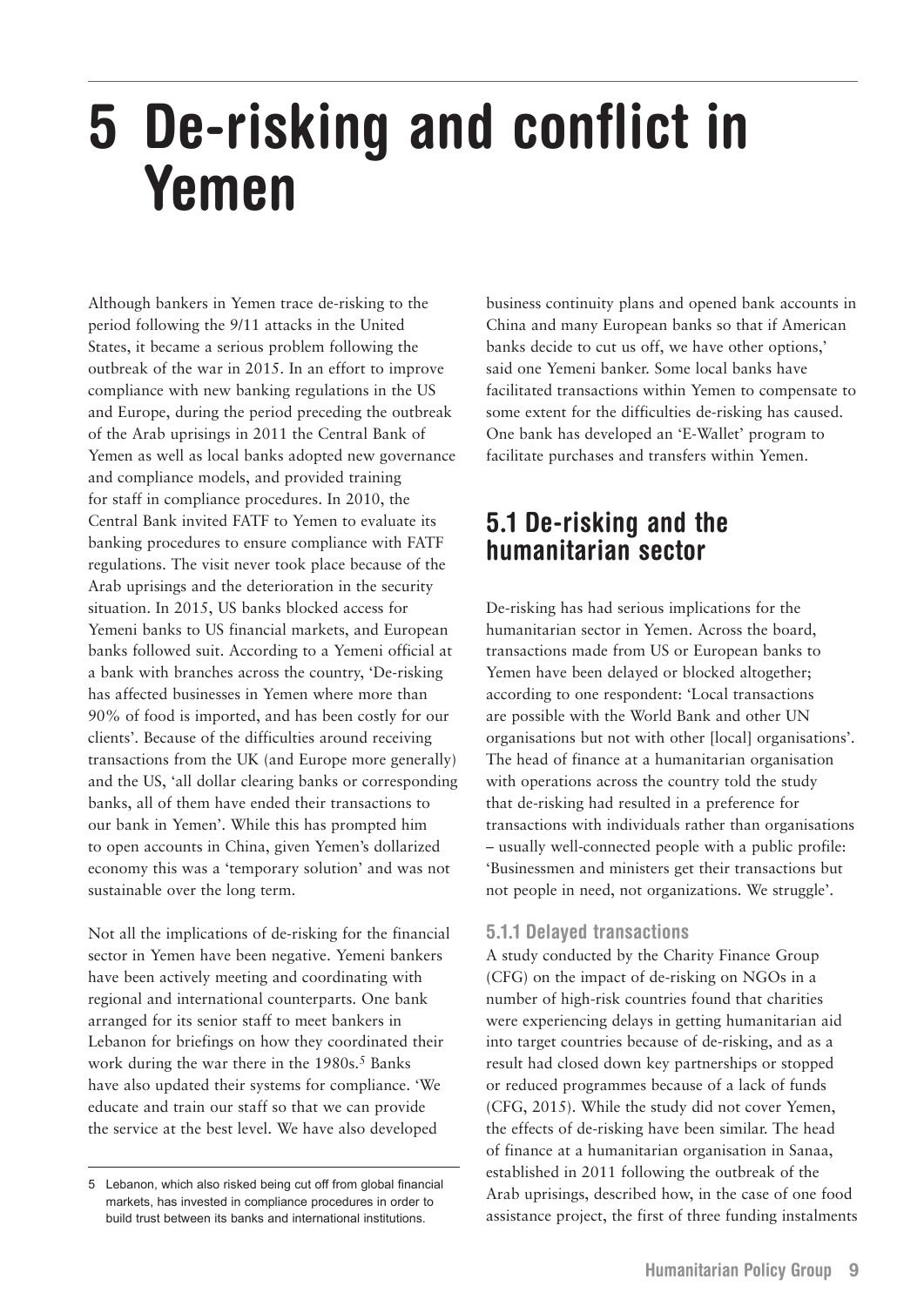# 5 De-risking and conflict in Yemen

Although bankers in Yemen trace de-risking to the period following the 9/11 attacks in the United States, it became a serious problem following the outbreak of the war in 2015. In an effort to improve compliance with new banking regulations in the US and Europe, during the period preceding the outbreak of the Arab uprisings in 2011 the Central Bank of Yemen as well as local banks adopted new governance and compliance models, and provided training for staff in compliance procedures. In 2010, the Central Bank invited FATF to Yemen to evaluate its banking procedures to ensure compliance with FATF regulations. The visit never took place because of the Arab uprisings and the deterioration in the security situation. In 2015, US banks blocked access for Yemeni banks to US financial markets, and European banks followed suit. According to a Yemeni official at a bank with branches across the country, 'De-risking has affected businesses in Yemen where more than 90% of food is imported, and has been costly for our clients'. Because of the difficulties around receiving transactions from the UK (and Europe more generally) and the US, 'all dollar clearing banks or corresponding banks, all of them have ended their transactions to our bank in Yemen'. While this has prompted him to open accounts in China, given Yemen's dollarized economy this was a 'temporary solution' and was not sustainable over the long term.

Not all the implications of de-risking for the financial sector in Yemen have been negative. Yemeni bankers have been actively meeting and coordinating with regional and international counterparts. One bank arranged for its senior staff to meet bankers in Lebanon for briefings on how they coordinated their work during the war there in the 1980s.[5] Banks have also updated their systems for compliance. 'We educate and train our staff so that we can provide the service at the best level. We have also developed business continuity plans and opened bank accounts in China and many European banks so that if American banks decide to cut us off, we have other options,' said one Yemeni banker. Some local banks have facilitated transactions within Yemen to compensate to some extent for the difficulties de-risking has caused. One bank has developed an 'E-Wallet' program to facilitate purchases and transfers within Yemen.

## 5.1 De-risking and the humanitarian sector

De-risking has had serious implications for the humanitarian sector in Yemen. Across the board, transactions made from US or European banks to Yemen have been delayed or blocked altogether; according to one respondent: 'Local transactions are possible with the World Bank and other UN organisations but not with other [local] organisations'. The head of finance at a humanitarian organisation with operations across the country told the study that de-risking had resulted in a preference for transactions with individuals rather than organisations – usually well-connected people with a public profile: 'Businessmen and ministers get their transactions but not people in need, not organizations. We struggle'.

### 5.1.1 Delayed transactions

A study conducted by the Charity Finance Group (CFG) on the impact of de-risking on NGOs in a number of high-risk countries found that charities were experiencing delays in getting humanitarian aid into target countries because of de-risking, and as a result had closed down key partnerships or stopped or reduced programmes because of a lack of funds (CFG, 2015). While the study did not cover Yemen, the effects of de-risking have been similar. The head of finance at a humanitarian organisation in Sanaa, established in 2011 following the outbreak of the Arab uprisings, described how, in the case of one food assistance project, the first of three funding instalments

---

5 Lebanon, which also risked being cut off from global financial markets, has invested in compliance procedures in order to build trust between its banks and international institutions.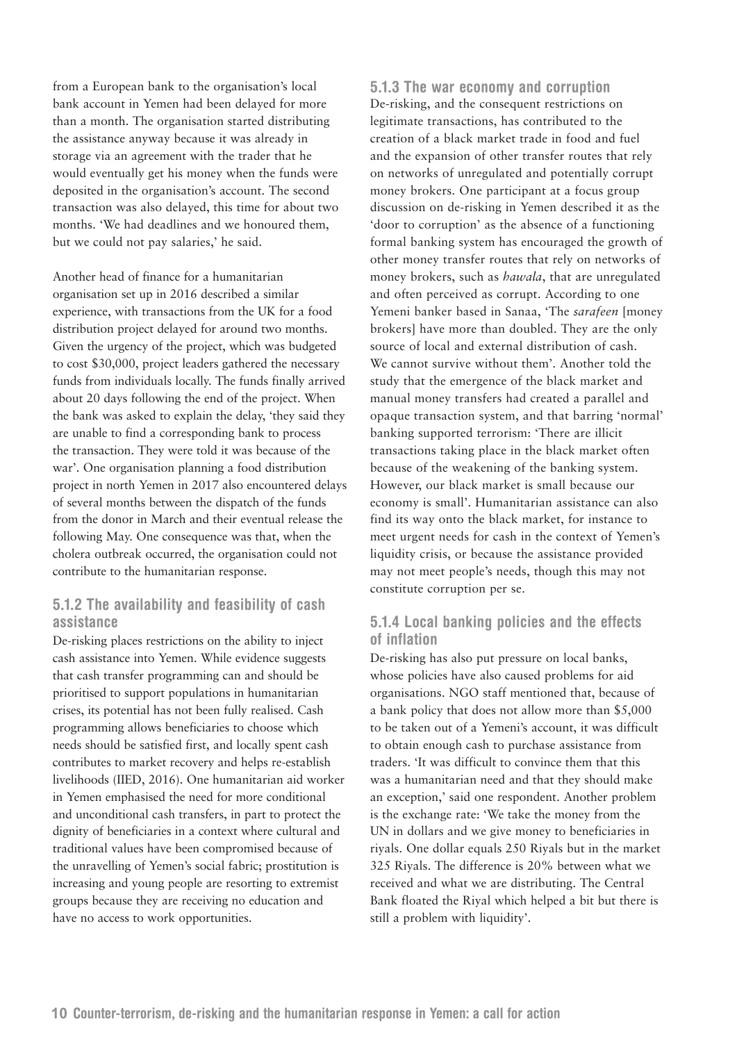from a European bank to the organisation's local bank account in Yemen had been delayed for more than a month. The organisation started distributing the assistance anyway because it was already in storage via an agreement with the trader that he would eventually get his money when the funds were deposited in the organisation's account. The second transaction was also delayed, this time for about two months. 'We had deadlines and we honoured them, but we could not pay salaries,' he said.

Another head of finance for a humanitarian organisation set up in 2016 described a similar experience, with transactions from the UK for a food distribution project delayed for around two months. Given the urgency of the project, which was budgeted to cost $30,000, project leaders gathered the necessary funds from individuals locally. The funds finally arrived about 20 days following the end of the project. When the bank was asked to explain the delay, 'they said they are unable to find a corresponding bank to process the transaction. They were told it was because of the war'. One organisation planning a food distribution project in north Yemen in 2017 also encountered delays of several months between the dispatch of the funds from the donor in March and their eventual release the following May. One consequence was that, when the cholera outbreak occurred, the organisation could not contribute to the humanitarian response.

### 5.1.2 The availability and feasibility of cash assistance

De-risking places restrictions on the ability to inject cash assistance into Yemen. While evidence suggests that cash transfer programming can and should be prioritised to support populations in humanitarian crises, its potential has not been fully realised. Cash programming allows beneficiaries to choose which needs should be satisfied first, and locally spent cash contributes to market recovery and helps re-establish livelihoods (IIED, 2016). One humanitarian aid worker in Yemen emphasised the need for more conditional and unconditional cash transfers, in part to protect the dignity of beneficiaries in a context where cultural and traditional values have been compromised because of the unravelling of Yemen's social fabric; prostitution is increasing and young people are resorting to extremist groups because they are receiving no education and have no access to work opportunities.

### 5.1.3 The war economy and corruption

De-risking, and the consequent restrictions on legitimate transactions, has contributed to the creation of a black market trade in food and fuel and the expansion of other transfer routes that rely on networks of unregulated and potentially corrupt money brokers. One participant at a focus group discussion on de-risking in Yemen described it as the 'door to corruption' as the absence of a functioning formal banking system has encouraged the growth of other money transfer routes that rely on networks of money brokers, such as *hawala*, that are unregulated and often perceived as corrupt. According to one Yemeni banker based in Sanaa, 'The *sarafeen* [money brokers] have more than doubled. They are the only source of local and external distribution of cash. We cannot survive without them'. Another told the study that the emergence of the black market and manual money transfers had created a parallel and opaque transaction system, and that barring 'normal' banking supported terrorism: 'There are illicit transactions taking place in the black market often because of the weakening of the banking system. However, our black market is small because our economy is small'. Humanitarian assistance can also find its way onto the black market, for instance to meet urgent needs for cash in the context of Yemen's liquidity crisis, or because the assistance provided may not meet people's needs, though this may not constitute corruption per se.

### 5.1.4 Local banking policies and the effects of inflation

De-risking has also put pressure on local banks, whose policies have also caused problems for aid organisations. NGO staff mentioned that, because of a bank policy that does not allow more than $5,000 to be taken out of a Yemeni's account, it was difficult to obtain enough cash to purchase assistance from traders. 'It was difficult to convince them that this was a humanitarian need and that they should make an exception,' said one respondent. Another problem is the exchange rate: 'We take the money from the UN in dollars and we give money to beneficiaries in riyals. One dollar equals 250 Riyals but in the market 325 Riyals. The difference is 20% between what we received and what we are distributing. The Central Bank floated the Riyal which helped a bit but there is still a problem with liquidity'.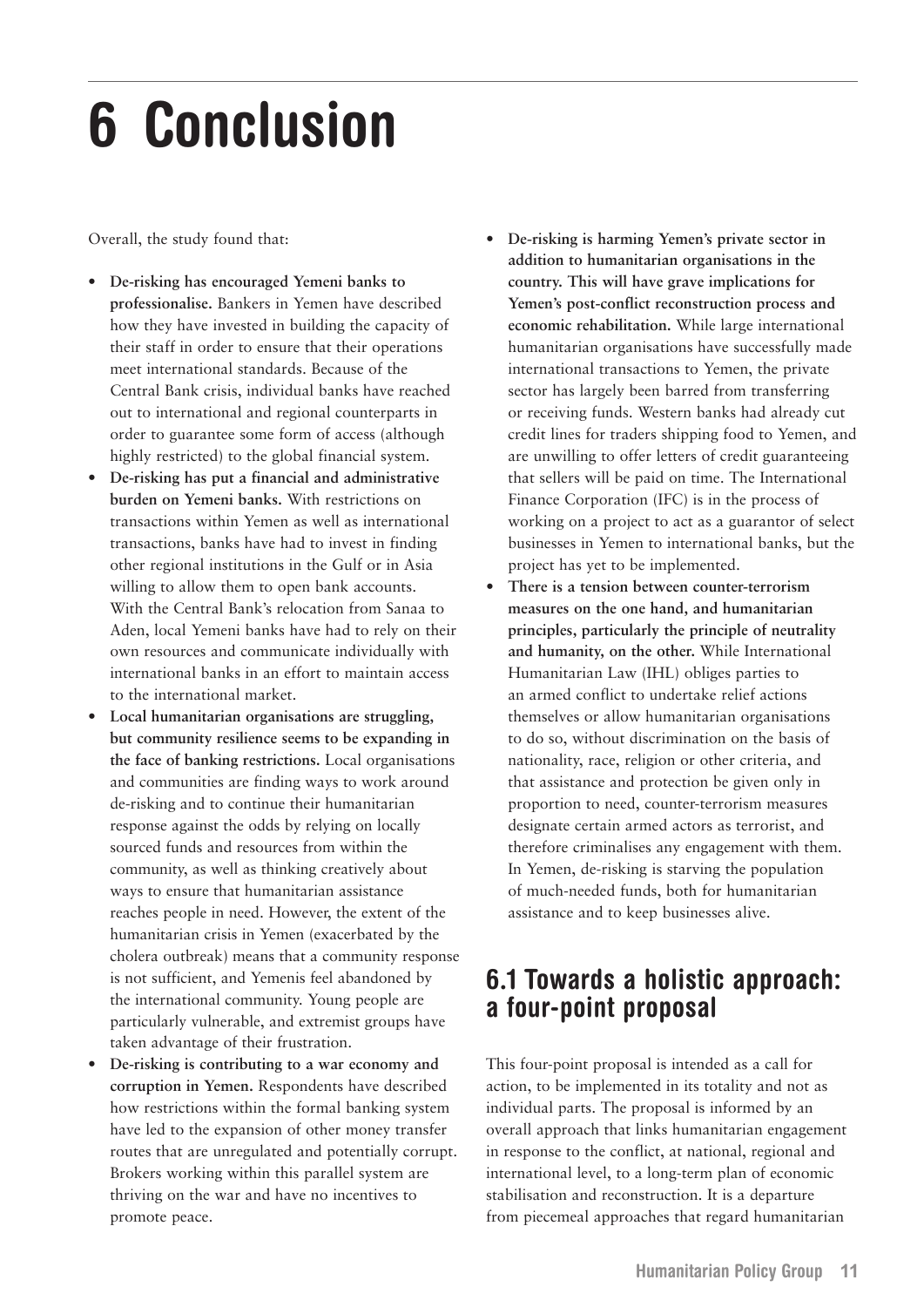# 6 Conclusion

Overall, the study found that:

- **De-risking has encouraged Yemeni banks to professionalise.** Bankers in Yemen have described how they have invested in building the capacity of their staff in order to ensure that their operations meet international standards. Because of the Central Bank crisis, individual banks have reached out to international and regional counterparts in order to guarantee some form of access (although highly restricted) to the global financial system.
- **De-risking has put a financial and administrative burden on Yemeni banks.** With restrictions on transactions within Yemen as well as international transactions, banks have had to invest in finding other regional institutions in the Gulf or in Asia willing to allow them to open bank accounts. With the Central Bank's relocation from Sanaa to Aden, local Yemeni banks have had to rely on their own resources and communicate individually with international banks in an effort to maintain access to the international market.
- **Local humanitarian organisations are struggling, but community resilience seems to be expanding in the face of banking restrictions.** Local organisations and communities are finding ways to work around de-risking and to continue their humanitarian response against the odds by relying on locally sourced funds and resources from within the community, as well as thinking creatively about ways to ensure that humanitarian assistance reaches people in need. However, the extent of the humanitarian crisis in Yemen (exacerbated by the cholera outbreak) means that a community response is not sufficient, and Yemenis feel abandoned by the international community. Young people are particularly vulnerable, and extremist groups have taken advantage of their frustration.
- **De-risking is contributing to a war economy and corruption in Yemen.** Respondents have described how restrictions within the formal banking system have led to the expansion of other money transfer routes that are unregulated and potentially corrupt. Brokers working within this parallel system are thriving on the war and have no incentives to promote peace.
- **De-risking is harming Yemen's private sector in addition to humanitarian organisations in the country. This will have grave implications for Yemen's post-conflict reconstruction process and economic rehabilitation.** While large international humanitarian organisations have successfully made international transactions to Yemen, the private sector has largely been barred from transferring or receiving funds. Western banks had already cut credit lines for traders shipping food to Yemen, and are unwilling to offer letters of credit guaranteeing that sellers will be paid on time. The International Finance Corporation (IFC) is in the process of working on a project to act as a guarantor of select businesses in Yemen to international banks, but the project has yet to be implemented.
- **There is a tension between counter-terrorism measures on the one hand, and humanitarian principles, particularly the principle of neutrality and humanity, on the other.** While International Humanitarian Law (IHL) obliges parties to an armed conflict to undertake relief actions themselves or allow humanitarian organisations to do so, without discrimination on the basis of nationality, race, religion or other criteria, and that assistance and protection be given only in proportion to need, counter-terrorism measures designate certain armed actors as terrorist, and therefore criminalises any engagement with them. In Yemen, de-risking is starving the population of much-needed funds, both for humanitarian assistance and to keep businesses alive.

## 6.1 Towards a holistic approach: a four-point proposal

This four-point proposal is intended as a call for action, to be implemented in its totality and not as individual parts. The proposal is informed by an overall approach that links humanitarian engagement in response to the conflict, at national, regional and international level, to a long-term plan of economic stabilisation and reconstruction. It is a departure from piecemeal approaches that regard humanitarian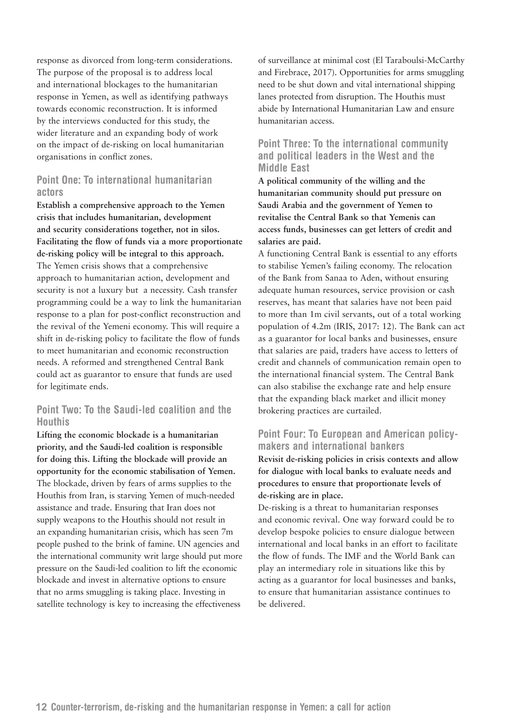response as divorced from long-term considerations. The purpose of the proposal is to address local and international blockages to the humanitarian response in Yemen, as well as identifying pathways towards economic reconstruction. It is informed by the interviews conducted for this study, the wider literature and an expanding body of work on the impact of de-risking on local humanitarian organisations in conflict zones.

### Point One: To international humanitarian actors

**Establish a comprehensive approach to the Yemen crisis that includes humanitarian, development and security considerations together, not in silos. Facilitating the flow of funds via a more proportionate de-risking policy will be integral to this approach.**

The Yemen crisis shows that a comprehensive approach to humanitarian action, development and security is not a luxury but a necessity. Cash transfer programming could be a way to link the humanitarian response to a plan for post-conflict reconstruction and the revival of the Yemeni economy. This will require a shift in de-risking policy to facilitate the flow of funds to meet humanitarian and economic reconstruction needs. A reformed and strengthened Central Bank could act as guarantor to ensure that funds are used for legitimate ends.

### Point Two: To the Saudi-led coalition and the Houthis

**Lifting the economic blockade is a humanitarian priority, and the Saudi-led coalition is responsible for doing this. Lifting the blockade will provide an opportunity for the economic stabilisation of Yemen.**

The blockade, driven by fears of arms supplies to the Houthis from Iran, is starving Yemen of much-needed assistance and trade. Ensuring that Iran does not supply weapons to the Houthis should not result in an expanding humanitarian crisis, which has seen 7m people pushed to the brink of famine. UN agencies and the international community writ large should put more pressure on the Saudi-led coalition to lift the economic blockade and invest in alternative options to ensure that no arms smuggling is taking place. Investing in satellite technology is key to increasing the effectiveness of surveillance at minimal cost (El Taraboulsi-McCarthy and Firebrace, 2017). Opportunities for arms smuggling need to be shut down and vital international shipping lanes protected from disruption. The Houthis must abide by International Humanitarian Law and ensure humanitarian access.

### Point Three: To the international community and political leaders in the West and the Middle East

**A political community of the willing and the humanitarian community should put pressure on Saudi Arabia and the government of Yemen to revitalise the Central Bank so that Yemenis can access funds, businesses can get letters of credit and salaries are paid.**

A functioning Central Bank is essential to any efforts to stabilise Yemen's failing economy. The relocation of the Bank from Sanaa to Aden, without ensuring adequate human resources, service provision or cash reserves, has meant that salaries have not been paid to more than 1m civil servants, out of a total working population of 4.2m (IRIS, 2017: 12). The Bank can act as a guarantor for local banks and businesses, ensure that salaries are paid, traders have access to letters of credit and channels of communication remain open to the international financial system. The Central Bank can also stabilise the exchange rate and help ensure that the expanding black market and illicit money brokering practices are curtailed.

### Point Four: To European and American policy-makers and international bankers

**Revisit de-risking policies in crisis contexts and allow for dialogue with local banks to evaluate needs and procedures to ensure that proportionate levels of de-risking are in place.**

De-risking is a threat to humanitarian responses and economic revival. One way forward could be to develop bespoke policies to ensure dialogue between international and local banks in an effort to facilitate the flow of funds. The IMF and the World Bank can play an intermediary role in situations like this by acting as a guarantor for local businesses and banks, to ensure that humanitarian assistance continues to be delivered.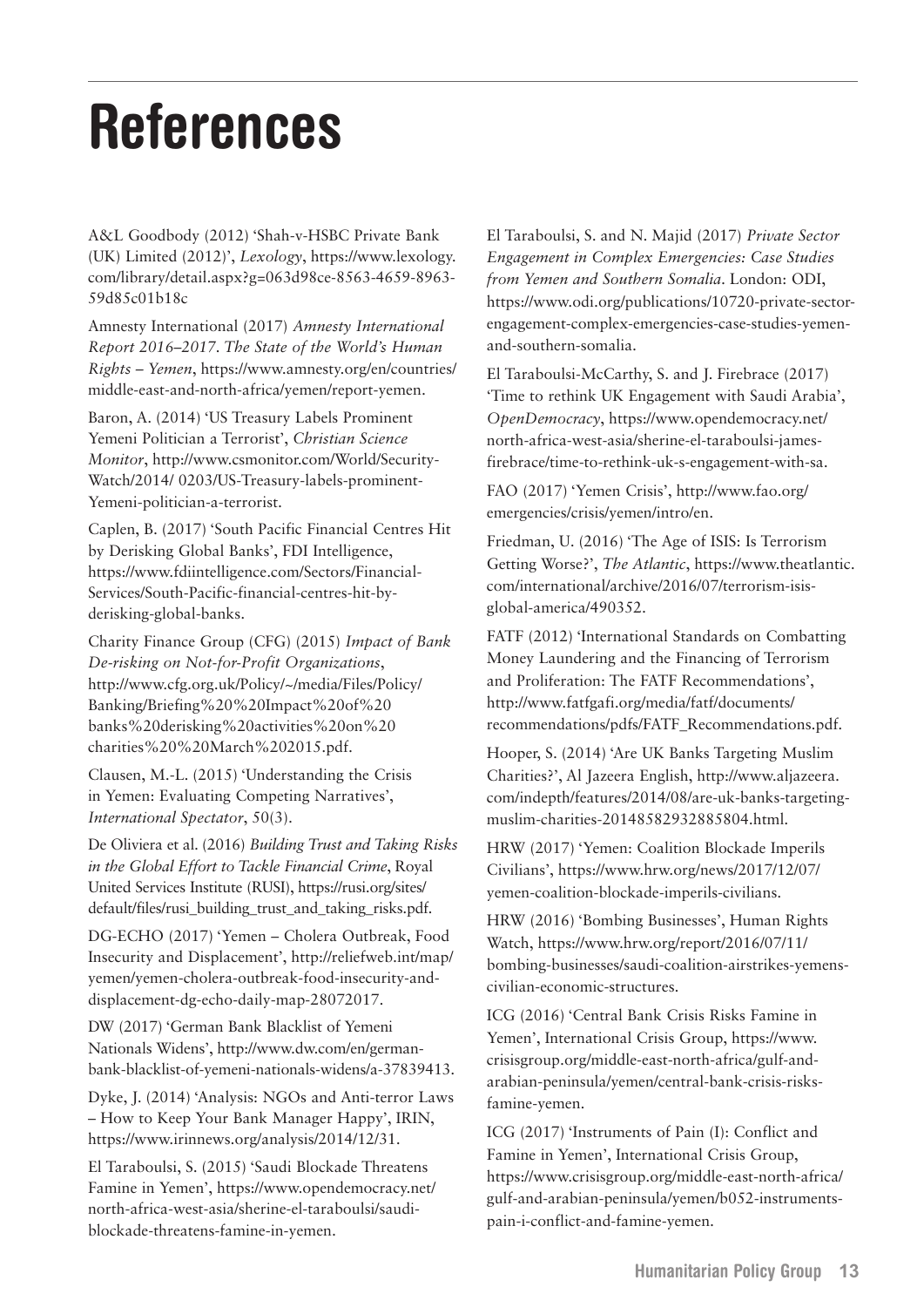# References

A&L Goodbody (2012) 'Shah-v-HSBC Private Bank (UK) Limited (2012)', *Lexology*, https://www.lexology.com/library/detail.aspx?g=063d98ce-8563-4659-8963-59d85c01b18c

Amnesty International (2017) *Amnesty International Report 2016–2017. The State of the World's Human Rights – Yemen*, https://www.amnesty.org/en/countries/middle-east-and-north-africa/yemen/report-yemen.

Baron, A. (2014) 'US Treasury Labels Prominent Yemeni Politician a Terrorist', *Christian Science Monitor*, http://www.csmonitor.com/World/Security-Watch/2014/ 0203/US-Treasury-labels-prominent-Yemeni-politician-a-terrorist.

Caplen, B. (2017) 'South Pacific Financial Centres Hit by Derisking Global Banks', FDI Intelligence, https://www.fdiintelligence.com/Sectors/Financial-Services/South-Pacific-financial-centres-hit-by-derisking-global-banks.

Charity Finance Group (CFG) (2015) *Impact of Bank De-risking on Not-for-Profit Organizations*, http://www.cfg.org.uk/Policy/~/media/Files/Policy/Banking/Briefing%20%20Impact%20of%20banks%20derisking%20activities%20on%20charities%20%20March%202015.pdf.

Clausen, M.-L. (2015) 'Understanding the Crisis in Yemen: Evaluating Competing Narratives', *International Spectator*, 50(3).

De Oliviera et al. (2016) *Building Trust and Taking Risks in the Global Effort to Tackle Financial Crime*, Royal United Services Institute (RUSI), https://rusi.org/sites/default/files/rusi_building_trust_and_taking_risks.pdf.

DG-ECHO (2017) 'Yemen – Cholera Outbreak, Food Insecurity and Displacement', http://reliefweb.int/map/yemen/yemen-cholera-outbreak-food-insecurity-and-displacement-dg-echo-daily-map-28072017.

DW (2017) 'German Bank Blacklist of Yemeni Nationals Widens', http://www.dw.com/en/german-bank-blacklist-of-yemeni-nationals-widens/a-37839413.

Dyke, J. (2014) 'Analysis: NGOs and Anti-terror Laws – How to Keep Your Bank Manager Happy', IRIN, https://www.irinnews.org/analysis/2014/12/31.

El Taraboulsi, S. (2015) 'Saudi Blockade Threatens Famine in Yemen', https://www.opendemocracy.net/north-africa-west-asia/sherine-el-taraboulsi/saudi-blockade-threatens-famine-in-yemen.

El Taraboulsi, S. and N. Majid (2017) *Private Sector Engagement in Complex Emergencies: Case Studies from Yemen and Southern Somalia*. London: ODI, https://www.odi.org/publications/10720-private-sector-engagement-complex-emergencies-case-studies-yemen-and-southern-somalia.

El Taraboulsi-McCarthy, S. and J. Firebrace (2017) 'Time to rethink UK Engagement with Saudi Arabia', *OpenDemocracy*, https://www.opendemocracy.net/north-africa-west-asia/sherine-el-taraboulsi-james-firebrace/time-to-rethink-uk-s-engagement-with-sa.

FAO (2017) 'Yemen Crisis', http://www.fao.org/emergencies/crisis/yemen/intro/en.

Friedman, U. (2016) 'The Age of ISIS: Is Terrorism Getting Worse?', *The Atlantic*, https://www.theatlantic.com/international/archive/2016/07/terrorism-isis-global-america/490352.

FATF (2012) 'International Standards on Combatting Money Laundering and the Financing of Terrorism and Proliferation: The FATF Recommendations', http://www.fatfgafi.org/media/fatf/documents/recommendations/pdfs/FATF_Recommendations.pdf.

Hooper, S. (2014) 'Are UK Banks Targeting Muslim Charities?', Al Jazeera English, http://www.aljazeera.com/indepth/features/2014/08/are-uk-banks-targeting-muslim-charities-20148582932885804.html.

HRW (2017) 'Yemen: Coalition Blockade Imperils Civilians', https://www.hrw.org/news/2017/12/07/yemen-coalition-blockade-imperils-civilians.

HRW (2016) 'Bombing Businesses', Human Rights Watch, https://www.hrw.org/report/2016/07/11/bombing-businesses/saudi-coalition-airstrikes-yemens-civilian-economic-structures.

ICG (2016) 'Central Bank Crisis Risks Famine in Yemen', International Crisis Group, https://www.crisisgroup.org/middle-east-north-africa/gulf-and-arabian-peninsula/yemen/central-bank-crisis-risks-famine-yemen.

ICG (2017) 'Instruments of Pain (I): Conflict and Famine in Yemen', International Crisis Group, https://www.crisisgroup.org/middle-east-north-africa/gulf-and-arabian-peninsula/yemen/b052-instruments-pain-i-conflict-and-famine-yemen.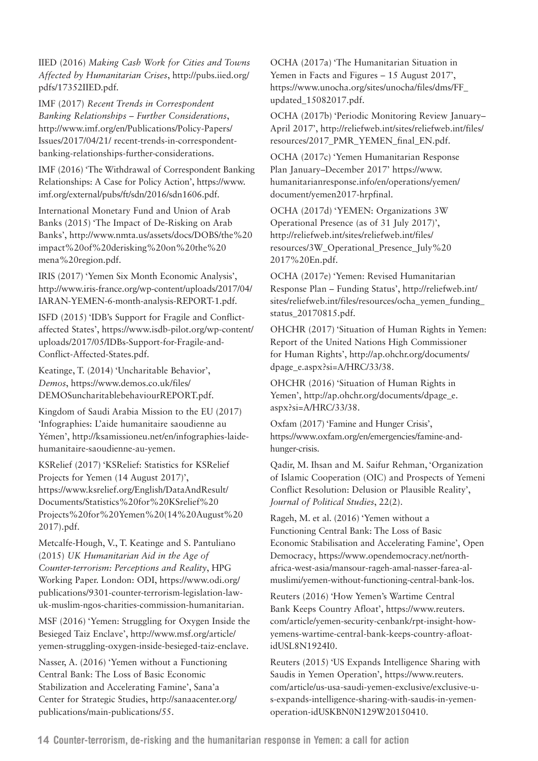IIED (2016) *Making Cash Work for Cities and Towns Affected by Humanitarian Crises*, http://pubs.iied.org/pdfs/17352IIED.pdf.

IMF (2017) *Recent Trends in Correspondent Banking Relationships – Further Considerations*, http://www.imf.org/en/Publications/Policy-Papers/Issues/2017/04/21/ recent-trends-in-correspondent-banking-relationships-further-considerations.

IMF (2016) 'The Withdrawal of Correspondent Banking Relationships: A Case for Policy Action', https://www.imf.org/external/pubs/ft/sdn/2016/sdn1606.pdf.

International Monetary Fund and Union of Arab Banks (2015) 'The Impact of De-Risking on Arab Banks', http://www.nmta.us/assets/docs/DOBS/the%20impact%20of%20derisking%20on%20the%20mena%20region.pdf.

IRIS (2017) 'Yemen Six Month Economic Analysis', http://www.iris-france.org/wp-content/uploads/2017/04/IARAN-YEMEN-6-month-analysis-REPORT-1.pdf.

ISFD (2015) 'IDB's Support for Fragile and Conflict-affected States', https://www.isdb-pilot.org/wp-content/uploads/2017/05/IDBs-Support-for-Fragile-and-Conflict-Affected-States.pdf.

Keatinge, T. (2014) 'Uncharitable Behavior', *Demos*, https://www.demos.co.uk/files/DEMOSuncharitablebehaviourREPORT.pdf.

Kingdom of Saudi Arabia Mission to the EU (2017) 'Infographies: L'aide humanitaire saoudienne au Yémen', http://ksamissioneu.net/en/infographies-laide-humanitaire-saoudienne-au-yemen.

KSRelief (2017) 'KSRelief: Statistics for KSRelief Projects for Yemen (14 August 2017)', https://www.ksrelief.org/English/DataAndResult/Documents/Statistics%20for%20KSrelief%20Projects%20for%20Yemen%20(14%20August%202017).pdf.

Metcalfe-Hough, V., T. Keatinge and S. Pantuliano (2015) *UK Humanitarian Aid in the Age of Counter-terrorism: Perceptions and Reality*, HPG Working Paper. London: ODI, https://www.odi.org/publications/9301-counter-terrorism-legislation-law-uk-muslim-ngos-charities-commission-humanitarian.

MSF (2016) 'Yemen: Struggling for Oxygen Inside the Besieged Taiz Enclave', http://www.msf.org/article/yemen-struggling-oxygen-inside-besieged-taiz-enclave.

Nasser, A. (2016) 'Yemen without a Functioning Central Bank: The Loss of Basic Economic Stabilization and Accelerating Famine', Sana'a Center for Strategic Studies, http://sanaacenter.org/publications/main-publications/55.

OCHA (2017a) 'The Humanitarian Situation in Yemen in Facts and Figures – 15 August 2017', https://www.unocha.org/sites/unocha/files/dms/FF_updated_15082017.pdf.

OCHA (2017b) 'Periodic Monitoring Review January–April 2017', http://reliefweb.int/sites/reliefweb.int/files/resources/2017_PMR_YEMEN_final_EN.pdf.

OCHA (2017c) 'Yemen Humanitarian Response Plan January–December 2017' https://www.humanitarianresponse.info/en/operations/yemen/document/yemen2017-hrpfinal.

OCHA (2017d) 'YEMEN: Organizations 3W Operational Presence (as of 31 July 2017)', http://reliefweb.int/sites/reliefweb.int/files/resources/3W_Operational_Presence_July%202017%20En.pdf.

OCHA (2017e) 'Yemen: Revised Humanitarian Response Plan – Funding Status', http://reliefweb.int/sites/reliefweb.int/files/resources/ocha_yemen_funding_status_20170815.pdf.

OHCHR (2017) 'Situation of Human Rights in Yemen: Report of the United Nations High Commissioner for Human Rights', http://ap.ohchr.org/documents/dpage_e.aspx?si=A/HRC/33/38.

OHCHR (2016) 'Situation of Human Rights in Yemen', http://ap.ohchr.org/documents/dpage_e.aspx?si=A/HRC/33/38.

Oxfam (2017) 'Famine and Hunger Crisis', https://www.oxfam.org/en/emergencies/famine-and-hunger-crisis.

Qadir, M. Ihsan and M. Saifur Rehman, 'Organization of Islamic Cooperation (OIC) and Prospects of Yemeni Conflict Resolution: Delusion or Plausible Reality', *Journal of Political Studies*, 22(2).

Rageh, M. et al. (2016) 'Yemen without a Functioning Central Bank: The Loss of Basic Economic Stabilisation and Accelerating Famine', Open Democracy, https://www.opendemocracy.net/north-africa-west-asia/mansour-rageh-amal-nasser-farea-al-muslimi/yemen-without-functioning-central-bank-los.

Reuters (2016) 'How Yemen's Wartime Central Bank Keeps Country Afloat', https://www.reuters.com/article/yemen-security-cenbank/rpt-insight-how-yemens-wartime-central-bank-keeps-country-afloat-idUSL8N1924I0.

Reuters (2015) 'US Expands Intelligence Sharing with Saudis in Yemen Operation', https://www.reuters.com/article/us-usa-saudi-yemen-exclusive/exclusive-u-s-expands-intelligence-sharing-with-saudis-in-yemen-operation-idUSKBN0N129W20150410.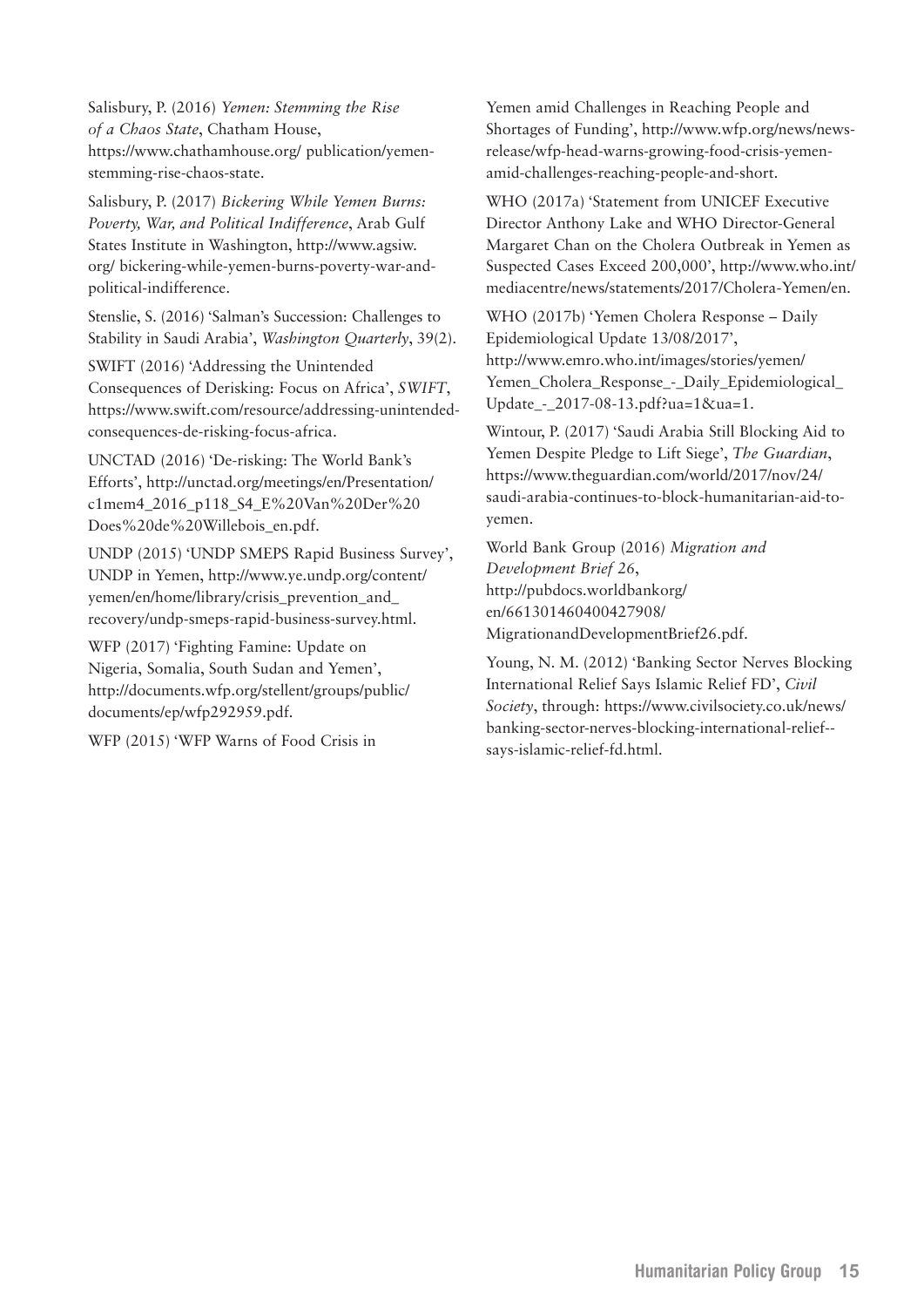Salisbury, P. (2016) *Yemen: Stemming the Rise of a Chaos State*, Chatham House, https://www.chathamhouse.org/ publication/yemen-stemming-rise-chaos-state.

Salisbury, P. (2017) *Bickering While Yemen Burns: Poverty, War, and Political Indifference*, Arab Gulf States Institute in Washington, http://www.agsiw.org/ bickering-while-yemen-burns-poverty-war-and-political-indifference.

Stenslie, S. (2016) 'Salman's Succession: Challenges to Stability in Saudi Arabia', *Washington Quarterly*, 39(2).

SWIFT (2016) 'Addressing the Unintended Consequences of Derisking: Focus on Africa', *SWIFT*, https://www.swift.com/resource/addressing-unintended-consequences-de-risking-focus-africa.

UNCTAD (2016) 'De-risking: The World Bank's Efforts', http://unctad.org/meetings/en/Presentation/c1mem4_2016_p118_S4_E%20Van%20Der%20Does%20de%20Willebois_en.pdf.

UNDP (2015) 'UNDP SMEPS Rapid Business Survey', UNDP in Yemen, http://www.ye.undp.org/content/yemen/en/home/library/crisis_prevention_and_recovery/undp-smeps-rapid-business-survey.html.

WFP (2017) 'Fighting Famine: Update on Nigeria, Somalia, South Sudan and Yemen', http://documents.wfp.org/stellent/groups/public/documents/ep/wfp292959.pdf.

WFP (2015) 'WFP Warns of Food Crisis in Yemen amid Challenges in Reaching People and Shortages of Funding', http://www.wfp.org/news/news-release/wfp-head-warns-growing-food-crisis-yemen-amid-challenges-reaching-people-and-short.

WHO (2017a) 'Statement from UNICEF Executive Director Anthony Lake and WHO Director-General Margaret Chan on the Cholera Outbreak in Yemen as Suspected Cases Exceed 200,000', http://www.who.int/mediacentre/news/statements/2017/Cholera-Yemen/en.

WHO (2017b) 'Yemen Cholera Response – Daily Epidemiological Update 13/08/2017', http://www.emro.who.int/images/stories/yemen/Yemen_Cholera_Response_-_Daily_Epidemiological_Update_-_2017-08-13.pdf?ua=1&ua=1.

Wintour, P. (2017) 'Saudi Arabia Still Blocking Aid to Yemen Despite Pledge to Lift Siege', *The Guardian*, https://www.theguardian.com/world/2017/nov/24/saudi-arabia-continues-to-block-humanitarian-aid-to-yemen.

World Bank Group (2016) *Migration and Development Brief 26*, http://pubdocs.worldbankorg/en/661301460400427908/MigrationandDevelopmentBrief26.pdf.

Young, N. M. (2012) 'Banking Sector Nerves Blocking International Relief Says Islamic Relief FD', *Civil Society*, through: https://www.civilsociety.co.uk/news/banking-sector-nerves-blocking-international-relief--says-islamic-relief-fd.html.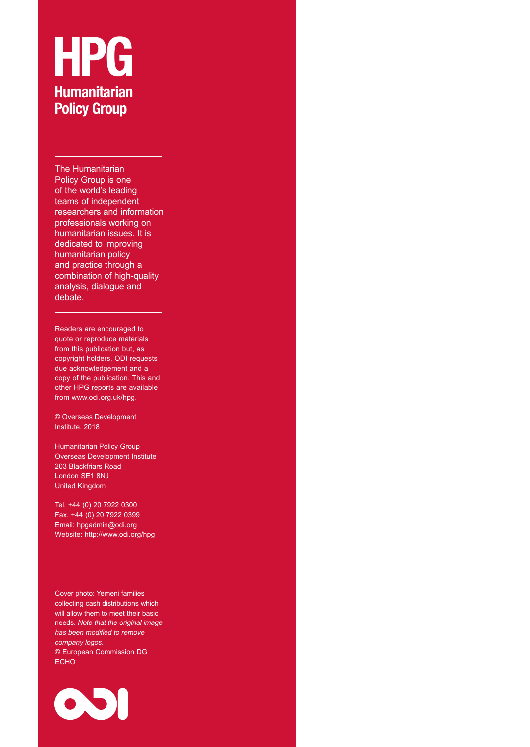# HPG

## Humanitarian Policy Group

The Humanitarian Policy Group is one of the world's leading teams of independent researchers and information professionals working on humanitarian issues. It is dedicated to improving humanitarian policy and practice through a combination of high-quality analysis, dialogue and debate.

Readers are encouraged to quote or reproduce materials from this publication but, as copyright holders, ODI requests due acknowledgement and a copy of the publication. This and other HPG reports are available from www.odi.org.uk/hpg.

© Overseas Development Institute, 2018

Humanitarian Policy Group
Overseas Development Institute
203 Blackfriars Road
London SE1 8NJ
United Kingdom

Tel. +44 (0) 20 7922 0300
Fax. +44 (0) 20 7922 0399
Email: hpgadmin@odi.org
Website: http://www.odi.org/hpg

Cover photo: Yemeni families collecting cash distributions which will allow them to meet their basic needs. *Note that the original image has been modified to remove company logos.*
© European Commission DG ECHO

ODI